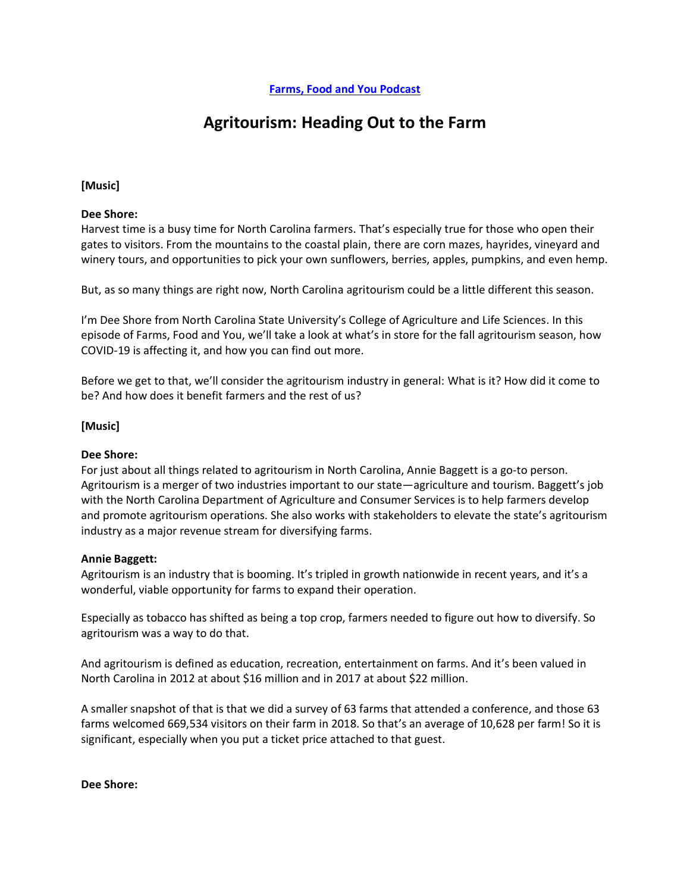[Farms, Food and You Podcast](#)

# Agritourism: Heading Out to the Farm

**[Music]**

**Dee Shore:**
Harvest time is a busy time for North Carolina farmers. That's especially true for those who open their gates to visitors. From the mountains to the coastal plain, there are corn mazes, hayrides, vineyard and winery tours, and opportunities to pick your own sunflowers, berries, apples, pumpkins, and even hemp.

But, as so many things are right now, North Carolina agritourism could be a little different this season.

I'm Dee Shore from North Carolina State University's College of Agriculture and Life Sciences. In this episode of Farms, Food and You, we'll take a look at what's in store for the fall agritourism season, how COVID-19 is affecting it, and how you can find out more.

Before we get to that, we'll consider the agritourism industry in general: What is it? How did it come to be? And how does it benefit farmers and the rest of us?

**[Music]**

**Dee Shore:**
For just about all things related to agritourism in North Carolina, Annie Baggett is a go-to person. Agritourism is a merger of two industries important to our state—agriculture and tourism. Baggett's job with the North Carolina Department of Agriculture and Consumer Services is to help farmers develop and promote agritourism operations. She also works with stakeholders to elevate the state's agritourism industry as a major revenue stream for diversifying farms.

**Annie Baggett:**
Agritourism is an industry that is booming. It's tripled in growth nationwide in recent years, and it's a wonderful, viable opportunity for farms to expand their operation.

Especially as tobacco has shifted as being a top crop, farmers needed to figure out how to diversify. So agritourism was a way to do that.

And agritourism is defined as education, recreation, entertainment on farms. And it's been valued in North Carolina in 2012 at about $16 million and in 2017 at about $22 million.

A smaller snapshot of that is that we did a survey of 63 farms that attended a conference, and those 63 farms welcomed 669,534 visitors on their farm in 2018. So that's an average of 10,628 per farm! So it is significant, especially when you put a ticket price attached to that guest.

**Dee Shore:**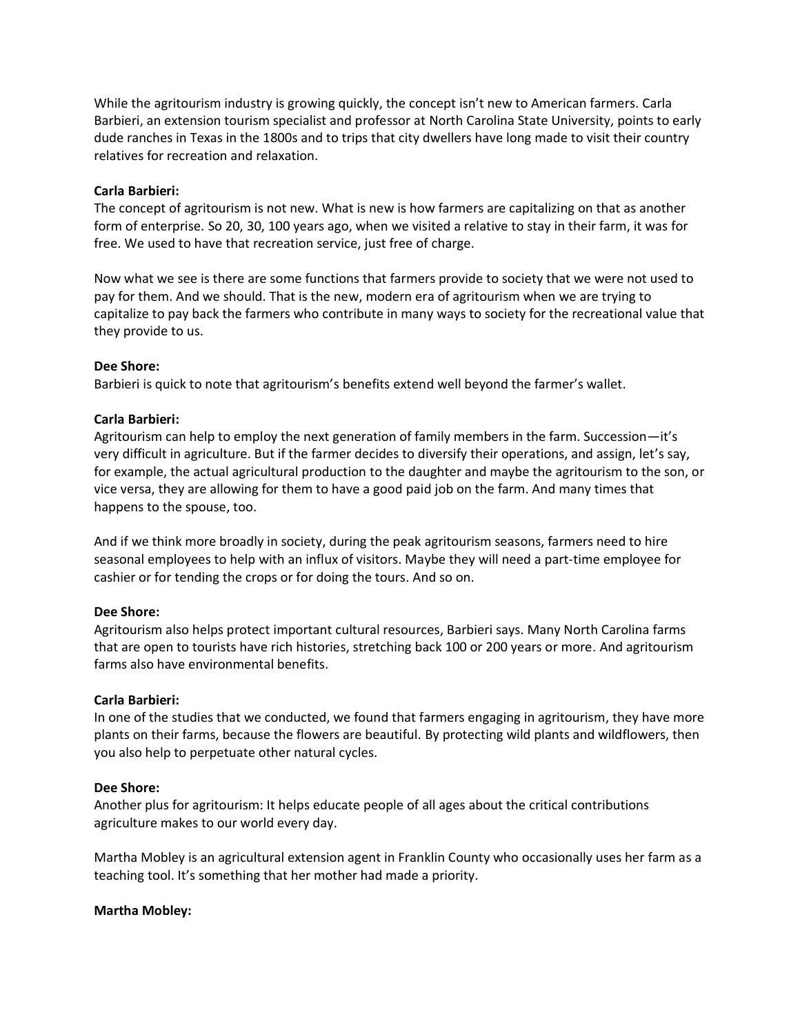While the agritourism industry is growing quickly, the concept isn't new to American farmers. Carla Barbieri, an extension tourism specialist and professor at North Carolina State University, points to early dude ranches in Texas in the 1800s and to trips that city dwellers have long made to visit their country relatives for recreation and relaxation.

**Carla Barbieri:**
The concept of agritourism is not new. What is new is how farmers are capitalizing on that as another form of enterprise. So 20, 30, 100 years ago, when we visited a relative to stay in their farm, it was for free. We used to have that recreation service, just free of charge.

Now what we see is there are some functions that farmers provide to society that we were not used to pay for them. And we should. That is the new, modern era of agritourism when we are trying to capitalize to pay back the farmers who contribute in many ways to society for the recreational value that they provide to us.

**Dee Shore:**
Barbieri is quick to note that agritourism's benefits extend well beyond the farmer's wallet.

**Carla Barbieri:**
Agritourism can help to employ the next generation of family members in the farm. Succession—it's very difficult in agriculture. But if the farmer decides to diversify their operations, and assign, let's say, for example, the actual agricultural production to the daughter and maybe the agritourism to the son, or vice versa, they are allowing for them to have a good paid job on the farm. And many times that happens to the spouse, too.

And if we think more broadly in society, during the peak agritourism seasons, farmers need to hire seasonal employees to help with an influx of visitors. Maybe they will need a part-time employee for cashier or for tending the crops or for doing the tours. And so on.

**Dee Shore:**
Agritourism also helps protect important cultural resources, Barbieri says. Many North Carolina farms that are open to tourists have rich histories, stretching back 100 or 200 years or more. And agritourism farms also have environmental benefits.

**Carla Barbieri:**
In one of the studies that we conducted, we found that farmers engaging in agritourism, they have more plants on their farms, because the flowers are beautiful. By protecting wild plants and wildflowers, then you also help to perpetuate other natural cycles.

**Dee Shore:**
Another plus for agritourism: It helps educate people of all ages about the critical contributions agriculture makes to our world every day.

Martha Mobley is an agricultural extension agent in Franklin County who occasionally uses her farm as a teaching tool. It's something that her mother had made a priority.

**Martha Mobley:**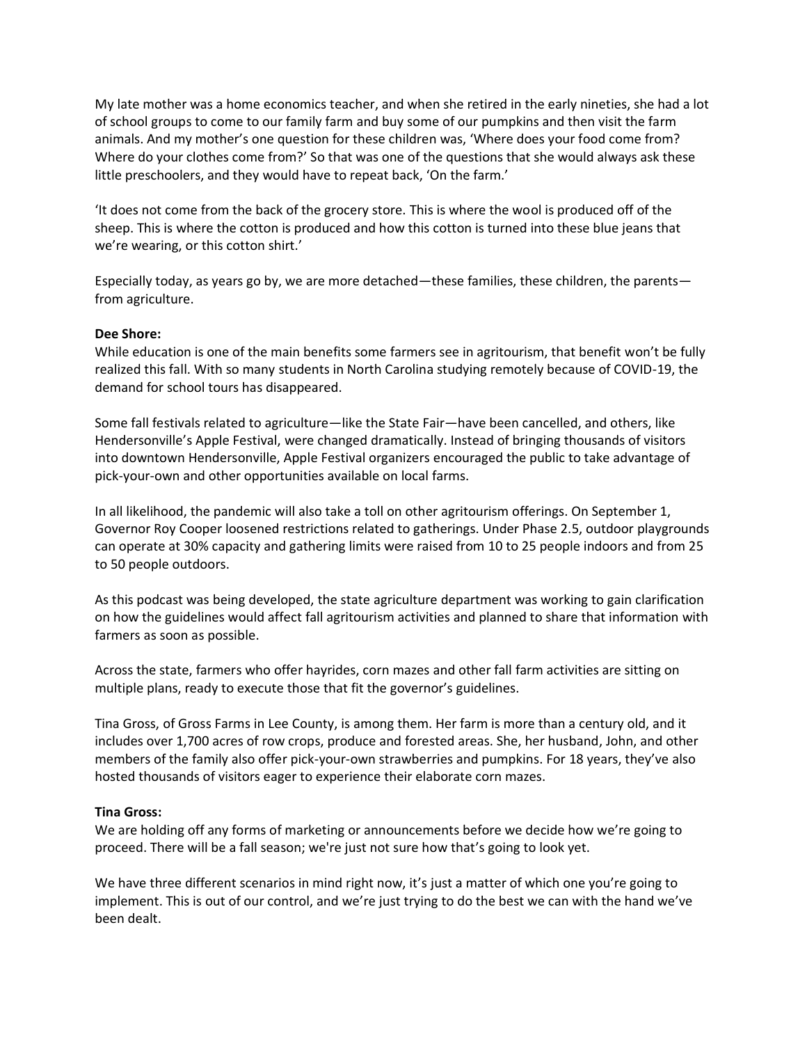My late mother was a home economics teacher, and when she retired in the early nineties, she had a lot of school groups to come to our family farm and buy some of our pumpkins and then visit the farm animals. And my mother's one question for these children was, 'Where does your food come from? Where do your clothes come from?' So that was one of the questions that she would always ask these little preschoolers, and they would have to repeat back, 'On the farm.'

'It does not come from the back of the grocery store. This is where the wool is produced off of the sheep. This is where the cotton is produced and how this cotton is turned into these blue jeans that we're wearing, or this cotton shirt.'

Especially today, as years go by, we are more detached—these families, these children, the parents—from agriculture.

**Dee Shore:**
While education is one of the main benefits some farmers see in agritourism, that benefit won't be fully realized this fall. With so many students in North Carolina studying remotely because of COVID-19, the demand for school tours has disappeared.

Some fall festivals related to agriculture—like the State Fair—have been cancelled, and others, like Hendersonville's Apple Festival, were changed dramatically. Instead of bringing thousands of visitors into downtown Hendersonville, Apple Festival organizers encouraged the public to take advantage of pick-your-own and other opportunities available on local farms.

In all likelihood, the pandemic will also take a toll on other agritourism offerings. On September 1, Governor Roy Cooper loosened restrictions related to gatherings. Under Phase 2.5, outdoor playgrounds can operate at 30% capacity and gathering limits were raised from 10 to 25 people indoors and from 25 to 50 people outdoors.

As this podcast was being developed, the state agriculture department was working to gain clarification on how the guidelines would affect fall agritourism activities and planned to share that information with farmers as soon as possible.

Across the state, farmers who offer hayrides, corn mazes and other fall farm activities are sitting on multiple plans, ready to execute those that fit the governor's guidelines.

Tina Gross, of Gross Farms in Lee County, is among them. Her farm is more than a century old, and it includes over 1,700 acres of row crops, produce and forested areas. She, her husband, John, and other members of the family also offer pick-your-own strawberries and pumpkins. For 18 years, they've also hosted thousands of visitors eager to experience their elaborate corn mazes.

**Tina Gross:**
We are holding off any forms of marketing or announcements before we decide how we're going to proceed. There will be a fall season; we're just not sure how that's going to look yet.

We have three different scenarios in mind right now, it's just a matter of which one you're going to implement. This is out of our control, and we're just trying to do the best we can with the hand we've been dealt.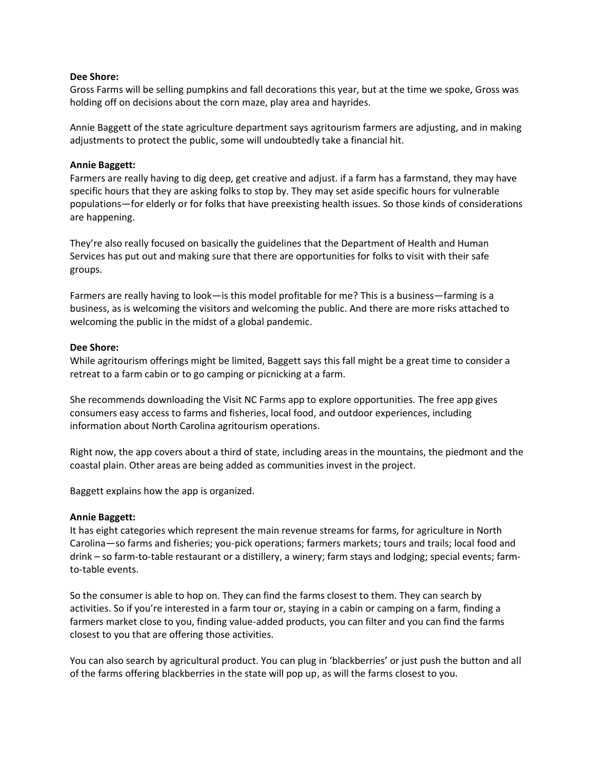**Dee Shore:**
Gross Farms will be selling pumpkins and fall decorations this year, but at the time we spoke, Gross was holding off on decisions about the corn maze, play area and hayrides.

Annie Baggett of the state agriculture department says agritourism farmers are adjusting, and in making adjustments to protect the public, some will undoubtedly take a financial hit.

**Annie Baggett:**
Farmers are really having to dig deep, get creative and adjust. if a farm has a farmstand, they may have specific hours that they are asking folks to stop by. They may set aside specific hours for vulnerable populations—for elderly or for folks that have preexisting health issues. So those kinds of considerations are happening.

They're also really focused on basically the guidelines that the Department of Health and Human Services has put out and making sure that there are opportunities for folks to visit with their safe groups.

Farmers are really having to look—is this model profitable for me? This is a business—farming is a business, as is welcoming the visitors and welcoming the public. And there are more risks attached to welcoming the public in the midst of a global pandemic.

**Dee Shore:**
While agritourism offerings might be limited, Baggett says this fall might be a great time to consider a retreat to a farm cabin or to go camping or picnicking at a farm.

She recommends downloading the Visit NC Farms app to explore opportunities. The free app gives consumers easy access to farms and fisheries, local food, and outdoor experiences, including information about North Carolina agritourism operations.

Right now, the app covers about a third of state, including areas in the mountains, the piedmont and the coastal plain. Other areas are being added as communities invest in the project.

Baggett explains how the app is organized.

**Annie Baggett:**
It has eight categories which represent the main revenue streams for farms, for agriculture in North Carolina—so farms and fisheries; you-pick operations; farmers markets; tours and trails; local food and drink – so farm-to-table restaurant or a distillery, a winery; farm stays and lodging; special events; farm-to-table events.

So the consumer is able to hop on. They can find the farms closest to them. They can search by activities. So if you're interested in a farm tour or, staying in a cabin or camping on a farm, finding a farmers market close to you, finding value-added products, you can filter and you can find the farms closest to you that are offering those activities.

You can also search by agricultural product. You can plug in 'blackberries' or just push the button and all of the farms offering blackberries in the state will pop up, as will the farms closest to you.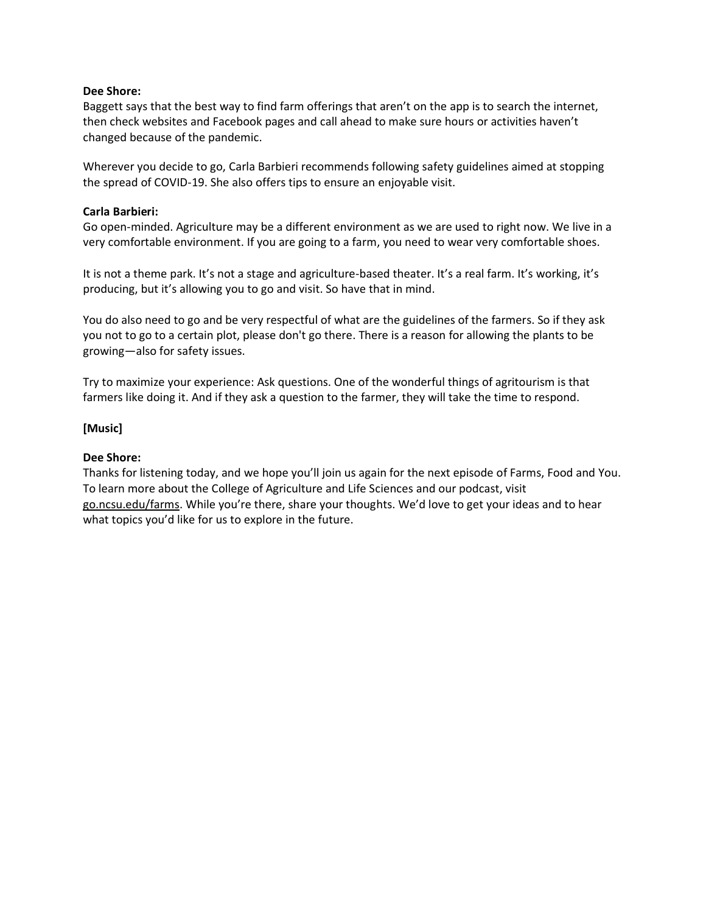**Dee Shore:**
Baggett says that the best way to find farm offerings that aren't on the app is to search the internet, then check websites and Facebook pages and call ahead to make sure hours or activities haven't changed because of the pandemic.

Wherever you decide to go, Carla Barbieri recommends following safety guidelines aimed at stopping the spread of COVID-19. She also offers tips to ensure an enjoyable visit.

**Carla Barbieri:**
Go open-minded. Agriculture may be a different environment as we are used to right now. We live in a very comfortable environment. If you are going to a farm, you need to wear very comfortable shoes.

It is not a theme park. It's not a stage and agriculture-based theater. It's a real farm. It's working, it's producing, but it's allowing you to go and visit. So have that in mind.

You do also need to go and be very respectful of what are the guidelines of the farmers. So if they ask you not to go to a certain plot, please don't go there. There is a reason for allowing the plants to be growing—also for safety issues.

Try to maximize your experience: Ask questions. One of the wonderful things of agritourism is that farmers like doing it. And if they ask a question to the farmer, they will take the time to respond.

**[Music]**

**Dee Shore:**
Thanks for listening today, and we hope you'll join us again for the next episode of Farms, Food and You. To learn more about the College of Agriculture and Life Sciences and our podcast, visit go.ncsu.edu/farms. While you're there, share your thoughts. We'd love to get your ideas and to hear what topics you'd like for us to explore in the future.